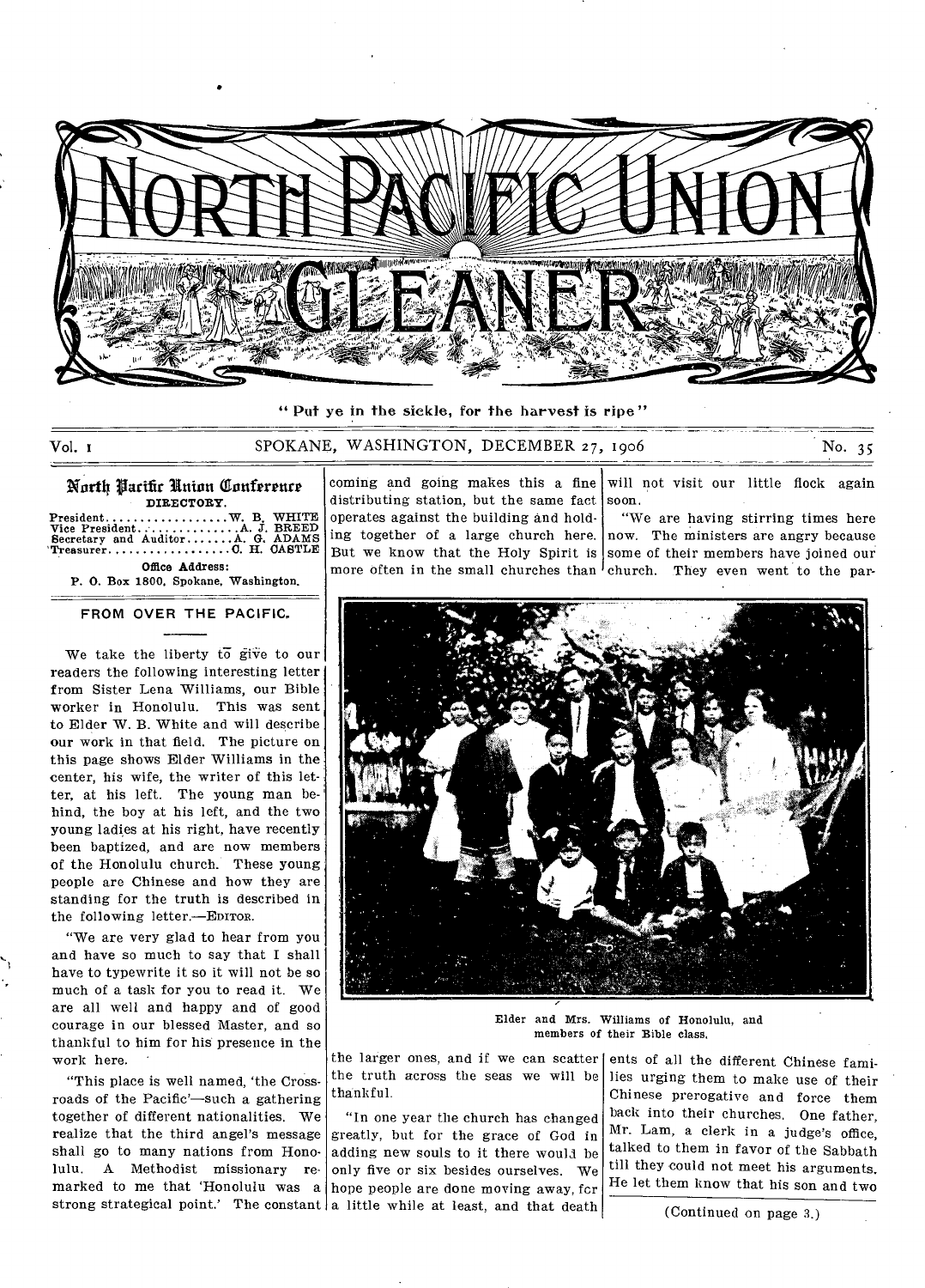# NORTH PACIFIC UNION GLEANER

"Put ye in the sickle, for the harvest is ripe"

Vol. I SPOKANE, WASHINGTON, DECEMBER 27, 1906 No. 35

## North Pacific Union Conference

DIRECTORY.

President.................. W. B. WHITE
Vice President............. A. J. BREED
Secretary and Auditor....... A. G. ADAMS
Treasurer.................. C. H. CASTLE

Office Address:
P. O. Box 1800, Spokane, Washington.

## FROM OVER THE PACIFIC.

We take the liberty to give to our readers the following interesting letter from Sister Lena Williams, our Bible worker in Honolulu. This was sent to Elder W. B. White and will describe our work in that field. The picture on this page shows Elder Williams in the center, his wife, the writer of this letter, at his left. The young man behind, the boy at his left, and the two young ladies at his right, have recently been baptized, and are now members of the Honolulu church. These young people are Chinese and how they are standing for the truth is described in the following letter.—EDITOR.

"We are very glad to hear from you and have so much to say that I shall have to typewrite it so it will not be so much of a task for you to read it. We are all well and happy and of good courage in our blessed Master, and so thankful to him for his presence in the work here.

"This place is well named, 'the Crossroads of the Pacific'—such a gathering together of different nationalities. We realize that the third angel's message shall go to many nations from Honolulu. A Methodist missionary remarked to me that 'Honolulu was a strong strategical point.' The constant coming and going makes this a fine distributing station, but the same fact operates against the building and holding together of a large church here. But we know that the Holy Spirit is more often in the small churches than the larger ones, and if we can scatter the truth across the seas we will be thankful.

"In one year the church has changed greatly, but for the grace of God in adding new souls to it there would be only five or six besides ourselves. We hope people are done moving away, for a little while at least, and that death will not visit our little flock again soon.

"We are having stirring times here now. The ministers are angry because some of their members have joined our church. They even went to the parents of all the different Chinese families urging them to make use of their Chinese prerogative and force them back into their churches. One father, Mr. Lam, a clerk in a judge's office, talked to them in favor of the Sabbath till they could not meet his arguments. He let them know that his son and two

Elder and Mrs. Williams of Honolulu, and members of their Bible class.

(Continued on page 3.)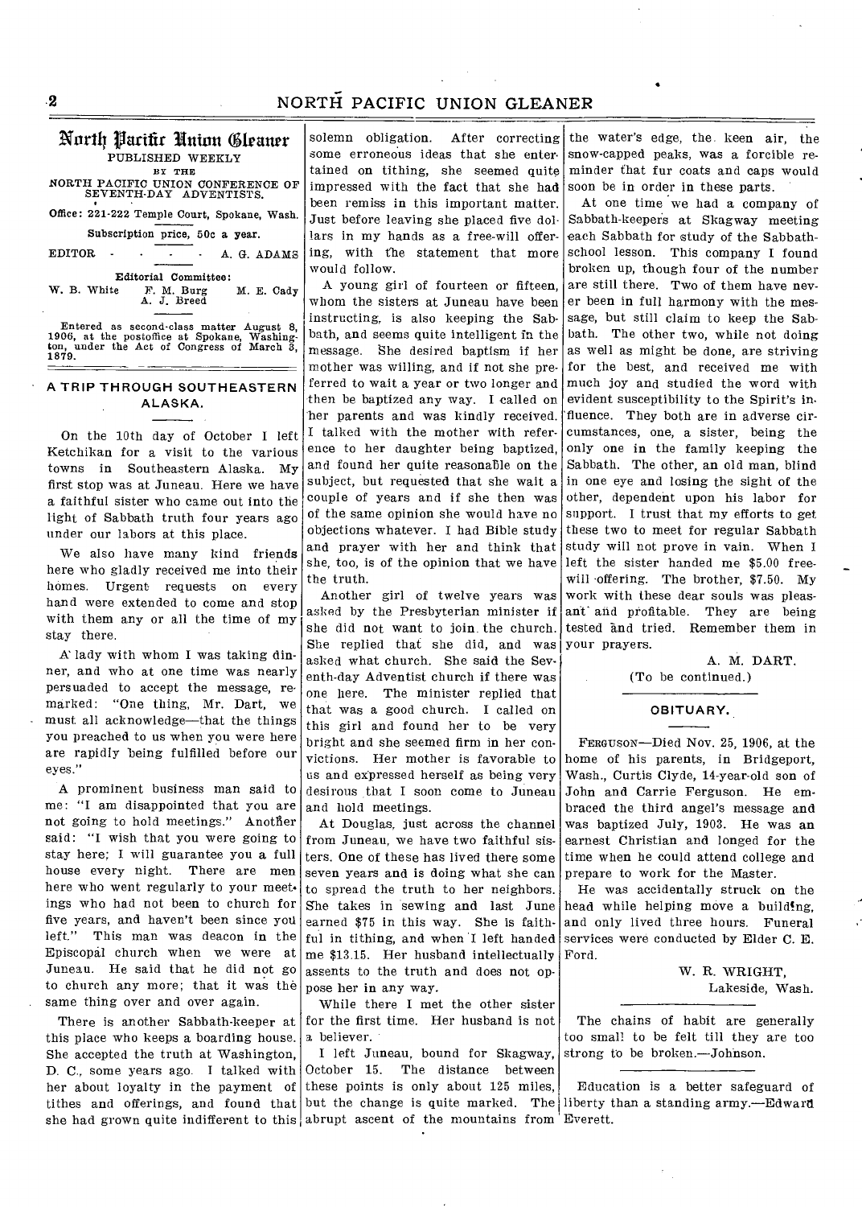# North Pacific Union Gleaner

PUBLISHED WEEKLY

BY THE

NORTH PACIFIC UNION CONFERENCE OF SEVENTH-DAY ADVENTISTS.

Office: 221-222 Temple Court, Spokane, Wash.

Subscription price, 50c a year.

EDITOR - - - - A. G. ADAMS

Editorial Committee:

W. B. White F. M. Burg M. E. Cady
A. J. Breed

Entered as second-class matter August 8, 1906, at the postoffice at Spokane, Washington, under the Act of Congress of March 3, 1879.

## A TRIP THROUGH SOUTHEASTERN ALASKA.

On the 10th day of October I left Ketchikan for a visit to the various towns in Southeastern Alaska. My first stop was at Juneau. Here we have a faithful sister who came out into the light of Sabbath truth four years ago under our labors at this place.

We also have many kind friends here who gladly received me into their homes. Urgent requests on every hand were extended to come and stop with them any or all the time of my stay there.

A lady with whom I was taking dinner, and who at one time was nearly persuaded to accept the message, remarked: "One thing, Mr. Dart, we must all acknowledge—that the things you preached to us when you were here are rapidly being fulfilled before our eyes."

A prominent business man said to me: "I am disappointed that you are not going to hold meetings." Another said: "I wish that you were going to stay here; I will guarantee you a full house every night. There are men here who went regularly to your meetings who had not been to church for five years, and haven't been since you left." This man was deacon in the Episcopal church when we were at Juneau. He said that he did not go to church any more; that it was the same thing over and over again.

There is another Sabbath-keeper at this place who keeps a boarding house. She accepted the truth at Washington, D. C., some years ago. I talked with her about loyalty in the payment of tithes and offerings, and found that she had grown quite indifferent to this solemn obligation. After correcting some erroneous ideas that she entertained on tithing, she seemed quite impressed with the fact that she had been remiss in this important matter. Just before leaving she placed five dollars in my hands as a free-will offering, with the statement that more would follow.

A young girl of fourteen or fifteen, whom the sisters at Juneau have been instructing, is also keeping the Sabbath, and seems quite intelligent in the message. She desired baptism if her mother was willing, and if not she preferred to wait a year or two longer and then be baptized any way. I called on her parents and was kindly received. I talked with the mother with reference to her daughter being baptized, and found her quite reasonable on the subject, but requested that she wait a couple of years and if she then was of the same opinion she would have no objections whatever. I had Bible study and prayer with her and think that she, too, is of the opinion that we have the truth.

Another girl of twelve years was asked by the Presbyterian minister if she did not want to join the church. She replied that she did, and was asked what church. She said the Seventh-day Adventist church if there was one here. The minister replied that that was a good church. I called on this girl and found her to be very bright and she seemed firm in her convictions. Her mother is favorable to us and expressed herself as being very desirous that I soon come to Juneau and hold meetings.

At Douglas, just across the channel from Juneau, we have two faithful sisters. One of these has lived there some seven years and is doing what she can to spread the truth to her neighbors. She takes in sewing and last June earned $75 in this way. She is faithful in tithing, and when I left handed me $13.15. Her husband intellectually assents to the truth and does not oppose her in any way.

While there I met the other sister for the first time. Her husband is not a believer.

I left Juneau, bound for Skagway, October 15. The distance between these points is only about 125 miles, but the change is quite marked. The abrupt ascent of the mountains from the water's edge, the keen air, the snow-capped peaks, was a forcible reminder that fur coats and caps would soon be in order in these parts.

At one time we had a company of Sabbath-keepers at Skagway meeting each Sabbath for study of the Sabbath-school lesson. This company I found broken up, though four of the number are still there. Two of them have never been in full harmony with the message, but still claim to keep the Sabbath. The other two, while not doing as well as might be done, are striving for the best, and received me with much joy and studied the word with evident susceptibility to the Spirit's influence. They both are in adverse circumstances, one, a sister, being the only one in the family keeping the Sabbath. The other, an old man, blind in one eye and losing the sight of the other, dependent upon his labor for support. I trust that my efforts to get these two to meet for regular Sabbath study will not prove in vain. When I left the sister handed me $5.00 free-will offering. The brother, $7.50. My work with these dear souls was pleasant and profitable. They are being tested and tried. Remember them in your prayers.

A. M. DART.

(To be continued.)

## OBITUARY.

FERGUSON—Died Nov. 25, 1906, at the home of his parents, in Bridgeport, Wash., Curtis Clyde, 14-year-old son of John and Carrie Ferguson. He embraced the third angel's message and was baptized July, 1903. He was an earnest Christian and longed for the time when he could attend college and prepare to work for the Master.

He was accidentally struck on the head while helping move a building, and only lived three hours. Funeral services were conducted by Elder C. E. Ford.

W. R. WRIGHT,
Lakeside, Wash.

The chains of habit are generally too small to be felt till they are too strong to be broken.—Johnson.

Education is a better safeguard of liberty than a standing army.—Edward Everett.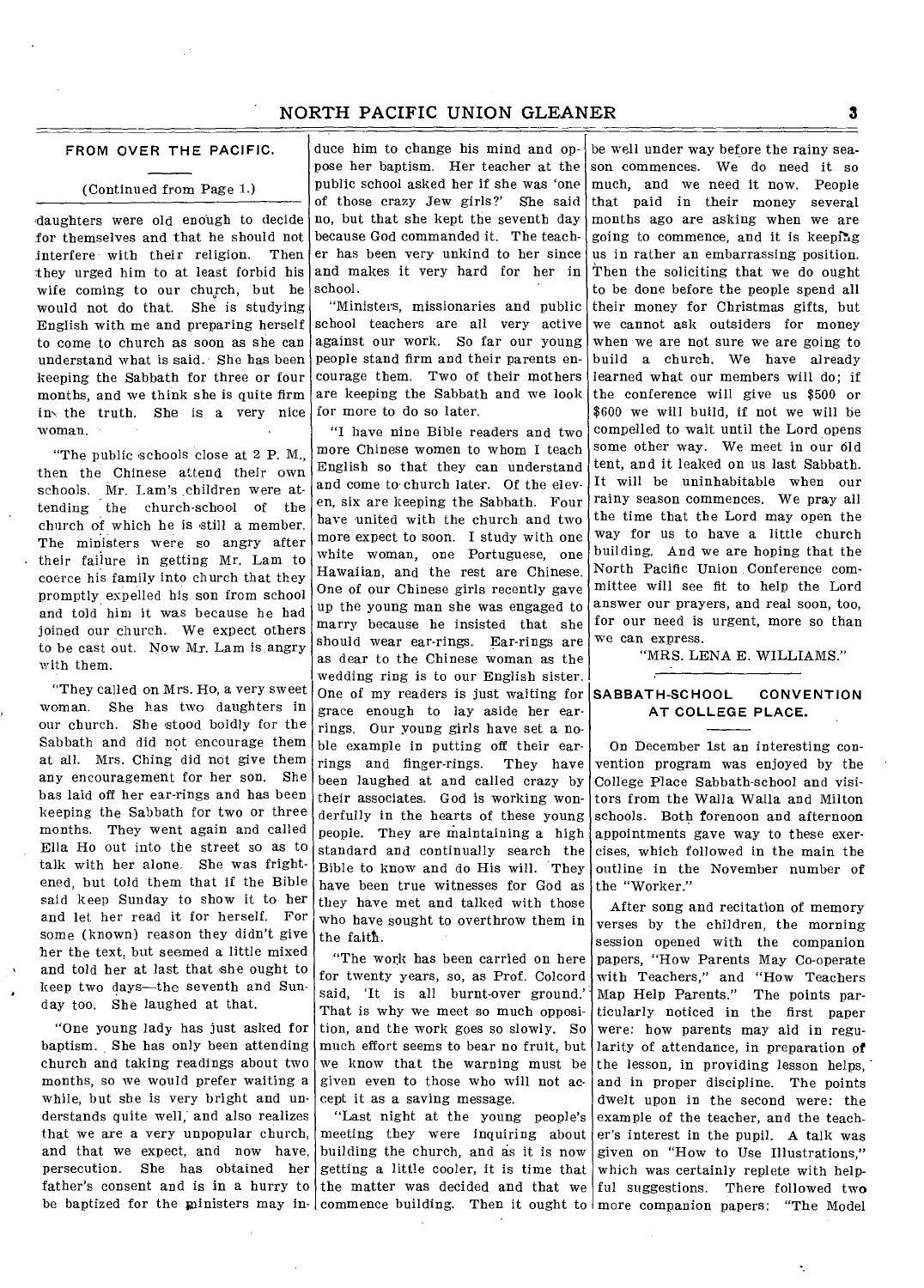## FROM OVER THE PACIFIC.

(Continued from Page 1.)

daughters were old enough to decide for themselves and that he should not interfere with their religion. Then they urged him to at least forbid his wife coming to our church, but he would not do that. She is studying English with me and preparing herself to come to church as soon as she can understand what is said. She has been keeping the Sabbath for three or four months, and we think she is quite firm in the truth. She is a very nice woman.

"The public schools close at 2 P. M., then the Chinese attend their own schools. Mr. Lam's children were attending the church-school of the church of which he is still a member. The ministers were so angry after their failure in getting Mr. Lam to coerce his family into church that they promptly expelled his son from school and told him it was because he had joined our church. We expect others to be cast out. Now Mr. Lam is angry with them.

"They called on Mrs. Ho, a very sweet woman. She has two daughters in our church. She stood boldly for the Sabbath and did not encourage them at all. Mrs. Ching did not give them any encouragement for her son. She has laid off her ear-rings and has been keeping the Sabbath for two or three months. They went again and called Ella Ho out into the street so as to talk with her alone. She was frightened, but told them that if the Bible said keep Sunday to show it to her and let her read it for herself. For some (known) reason they didn't give her the text, but seemed a little mixed and told her at last that she ought to keep two days—the seventh and Sunday too. She laughed at that.

"One young lady has just asked for baptism. She has only been attending church and taking readings about two months, so we would prefer waiting a while, but she is very bright and understands quite well, and also realizes that we are a very unpopular church, and that we expect, and now have, persecution. She has obtained her father's consent and is in a hurry to be baptized for the ministers may induce him to change his mind and oppose her baptism. Her teacher at the public school asked her if she was 'one of those crazy Jew girls?' She said no, but that she kept the seventh day because God commanded it. The teacher has been very unkind to her since and makes it very hard for her in school.

"Ministers, missionaries and public school teachers are all very active against our work. So far our young people stand firm and their parents encourage them. Two of their mothers are keeping the Sabbath and we look for more to do so later.

"I have nine Bible readers and two more Chinese women to whom I teach English so that they can understand and come to church later. Of the eleven, six are keeping the Sabbath. Four have united with the church and two more expect to soon. I study with one white woman, one Portuguese, one Hawaiian, and the rest are Chinese. One of our Chinese girls recently gave up the young man she was engaged to marry because he insisted that she should wear ear-rings. Ear-rings are as dear to the Chinese woman as the wedding ring is to our English sister. One of my readers is just waiting for grace enough to lay aside her ear-rings. Our young girls have set a noble example in putting off their ear-rings and finger-rings. They have been laughed at and called crazy by their associates. God is working wonderfully in the hearts of these young people. They are maintaining a high standard and continually search the Bible to know and do His will. They have been true witnesses for God as they have met and talked with those who have sought to overthrow them in the faith.

"The work has been carried on here for twenty years, so, as Prof. Colcord said, 'It is all burnt-over ground.' That is why we meet so much opposition, and the work goes so slowly. So much effort seems to bear no fruit, but we know that the warning must be given even to those who will not accept it as a saving message.

"Last night at the young people's meeting they were inquiring about building the church, and as it is now getting a little cooler, it is time that the matter was decided and that we commence building. Then it ought to be well under way before the rainy season commences. We do need it so much, and we need it now. People that paid in their money several months ago are asking when we are going to commence, and it is keeping us in rather an embarrassing position. Then the soliciting that we do ought to be done before the people spend all their money for Christmas gifts, but we cannot ask outsiders for money when we are not sure we are going to build a church. We have already learned what our members will do; if the conference will give us $500 or $600 we will build, if not we will be compelled to wait until the Lord opens some other way. We meet in our old tent, and it leaked on us last Sabbath. It will be uninhabitable when our rainy season commences. We pray all the time that the Lord may open the way for us to have a little church building. And we are hoping that the North Pacific Union Conference committee will see fit to help the Lord answer our prayers, and real soon, too, for our need is urgent, more so than we can express.

"MRS. LENA E. WILLIAMS."

## SABBATH-SCHOOL CONVENTION AT COLLEGE PLACE.

On December 1st an interesting convention program was enjoyed by the College Place Sabbath-school and visitors from the Walla Walla and Milton schools. Both forenoon and afternoon appointments gave way to these exercises, which followed in the main the outline in the November number of the "Worker."

After song and recitation of memory verses by the children, the morning session opened with the companion papers, "How Parents May Co-operate with Teachers," and "How Teachers Map Help Parents." The points particularly noticed in the first paper were: how parents may aid in regularity of attendance, in preparation of the lesson, in providing lesson helps, and in proper discipline. The points dwelt upon in the second were: the example of the teacher, and the teacher's interest in the pupil. A talk was given on "How to Use Illustrations," which was certainly replete with helpful suggestions. There followed two more companion papers: "The Model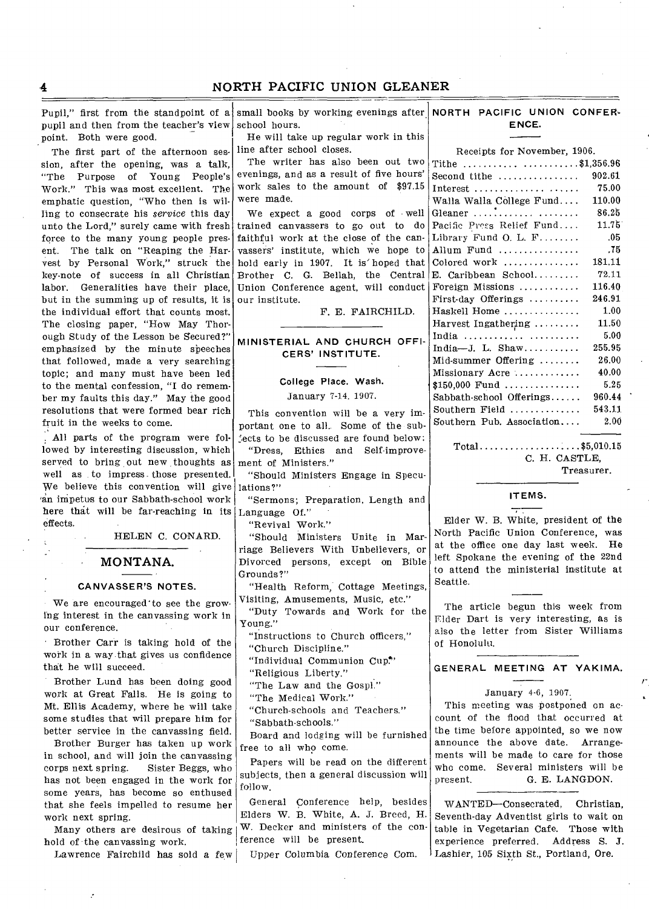Pupil," first from the standpoint of a pupil and then from the teacher's view point. Both were good.

The first part of the afternoon session, after the opening, was a talk, "The Purpose of Young People's Work." This was most excellent. The emphatic question, "Who then is willing to consecrate his *service* this day unto the Lord," surely came with fresh force to the many young people present. The talk on "Reaping the Harvest by Personal Work," struck the key-note of success in all Christian labor. Generalities have their place, but in the summing up of results, it is the individual effort that counts most. The closing paper, "How May Thorough Study of the Lesson be Secured?" emphasized by the minute speeches that followed, made a very searching topic; and many must have been led to the mental confession, "I do remember my faults this day." May the good resolutions that were formed bear rich fruit in the weeks to come.

All parts of the program were followed by interesting discussion, which served to bring out new thoughts as well as to impress those presented. We believe this convention will give an impetus to our Sabbath-school work here that will be far-reaching in its effects.

HELEN C. CONARD.

## MONTANA.

### CANVASSER'S NOTES.

We are encouraged to see the growing interest in the canvassing work in our conference.

Brother Carr is taking hold of the work in a way that gives us confidence that he will succeed.

Brother Lund has been doing good work at Great Falls. He is going to Mt. Ellis Academy, where he will take some studies that will prepare him for better service in the canvassing field.

Brother Burger has taken up work in school, and will join the canvassing corps next spring. Sister Beggs, who has not been engaged in the work for some years, has become so enthused that she feels impelled to resume her work next spring.

Many others are desirous of taking hold of the canvassing work.

Lawrence Fairchild has sold a few small books by working evenings after school hours.

He will take up regular work in this line after school closes.

The writer has also been out two evenings, and as a result of five hours' work sales to the amount of $97.15 were made.

We expect a good corps of well trained canvassers to go out to do faithful work at the close of the canvassers' institute, which we hope to hold early in 1907. It is hoped that Brother C. G. Bellah, the Central Union Conference agent, will conduct our institute.

F. E. FAIRCHILD.

### MINISTERIAL AND CHURCH OFFICERS' INSTITUTE.

**College Place. Wash.**

January 7-14. 1907.

This convention will be a very important one to all. Some of the subjects to be discussed are found below:

"Dress, Ethics and Self-improvement of Ministers."

"Should Ministers Engage in Speculations?"

"Sermons; Preparation, Length and Language Of."

"Revival Work."

"Should Ministers Unite in Marriage Believers With Unbelievers, or Divorced persons, except on Bible Grounds?"

"Health Reform, Cottage Meetings, Visiting, Amusements, Music, etc."

"Duty Towards and Work for the Young."

"Instructions to Church officers,"

"Church Discipline."

"Individual Communion Cup."

"Religious Liberty."

"The Law and the Gospl."

"The Medical Work."

"Church-schools and Teachers."

"Sabbath-schools."

Board and lodging will be furnished free to all who come.

Papers will be read on the different subjects, then a general discussion will follow.

General Conference help, besides Elders W. B. White, A. J. Breed, H. W. Decker and ministers of the conference will be present.

Upper Columbia Conference Com.

### NORTH PACIFIC UNION CONFERENCE.

Receipts for November, 1906.

| | |
|---|---|
| Tithe | $1,356.96 |
| Second tithe | 902.61 |
| Interest | 75.00 |
| Walla Walla College Fund | 110.00 |
| Gleaner | 86.25 |
| Pacific Press Relief Fund | 11.75 |
| Library Fund O. L. F. | .05 |
| Allum Fund | .75 |
| Colored work | 181.11 |
| E. Caribbean School | 72.11 |
| Foreign Missions | 116.40 |
| First-day Offerings | 246.91 |
| Haskell Home | 1.00 |
| Harvest Ingathering | 11.50 |
| India | 5.00 |
| India—J. L. Shaw | 255.95 |
| Mid-summer Offering | 26.00 |
| Missionary Acre | 40.00 |
| $150,000 Fund | 5.25 |
| Sabbath-school Offerings | 960.44 |
| Southern Field | 543.11 |
| Southern Pub. Association | 2.00 |
| Total | $5,010.15 |

C. H. CASTLE,
Treasurer.

### ITEMS.

Elder W. B. White, president of the North Pacific Union Conference, was at the office one day last week. He left Spokane the evening of the 22nd to attend the ministerial institute at Seattle.

The article begun this week from Elder Dart is very interesting, as is also the letter from Sister Williams of Honolulu.

### GENERAL MEETING AT YAKIMA.

January 4-6, 1907.

This meeting was postponed on account of the flood that occurred at the time before appointed, so we now announce the above date. Arrangements will be made to care for those who come. Several ministers will be present.

G. E. LANGDON.

WANTED—Consecrated, Christian, Seventh-day Adventist girls to wait on table in Vegetarian Cafe. Those with experience preferred. Address S. J. Lashier, 105 Sixth St., Portland, Ore.